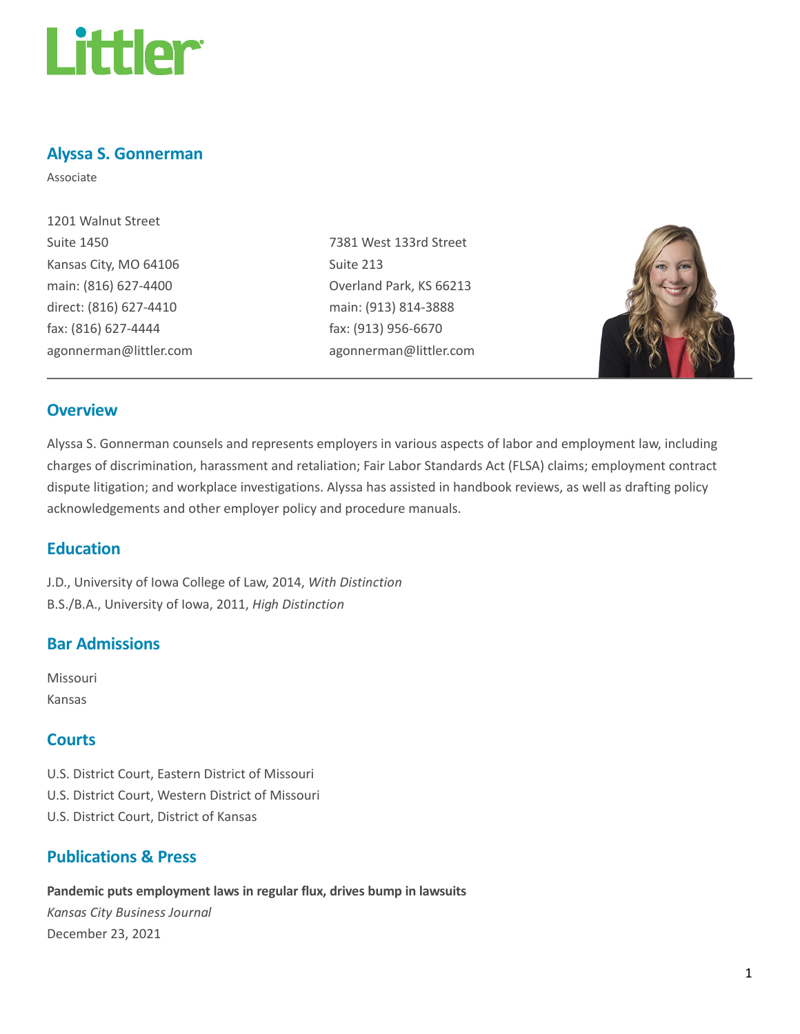Littler

# Alyssa S. Gonnerman

Associate

1201 Walnut Street
Suite 1450
Kansas City, MO 64106
main: (816) 627-4400
direct: (816) 627-4410
fax: (816) 627-4444
agonnerman@littler.com

7381 West 133rd Street
Suite 213
Overland Park, KS 66213
main: (913) 814-3888
fax: (913) 956-6670
agonnerman@littler.com

## Overview

Alyssa S. Gonnerman counsels and represents employers in various aspects of labor and employment law, including charges of discrimination, harassment and retaliation; Fair Labor Standards Act (FLSA) claims; employment contract dispute litigation; and workplace investigations. Alyssa has assisted in handbook reviews, as well as drafting policy acknowledgements and other employer policy and procedure manuals.

## Education

J.D., University of Iowa College of Law, 2014, *With Distinction*
B.S./B.A., University of Iowa, 2011, *High Distinction*

## Bar Admissions

Missouri
Kansas

## Courts

U.S. District Court, Eastern District of Missouri
U.S. District Court, Western District of Missouri
U.S. District Court, District of Kansas

## Publications & Press

**Pandemic puts employment laws in regular flux, drives bump in lawsuits**
*Kansas City Business Journal*
December 23, 2021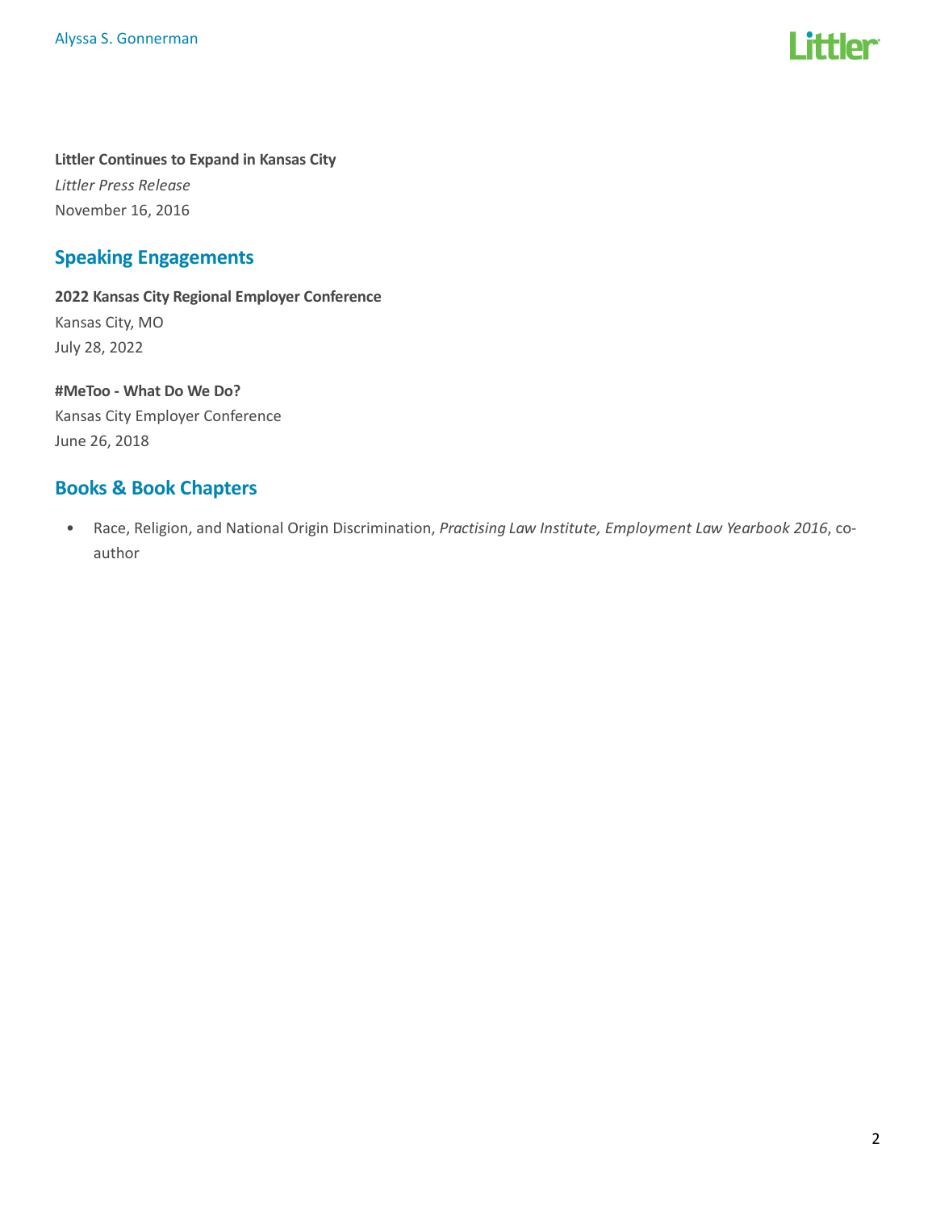**Littler Continues to Expand in Kansas City**
*Littler Press Release*
November 16, 2016

## Speaking Engagements

**2022 Kansas City Regional Employer Conference**
Kansas City, MO
July 28, 2022

**#MeToo - What Do We Do?**
Kansas City Employer Conference
June 26, 2018

## Books & Book Chapters

- Race, Religion, and National Origin Discrimination, *Practising Law Institute, Employment Law Yearbook 2016*, co-author